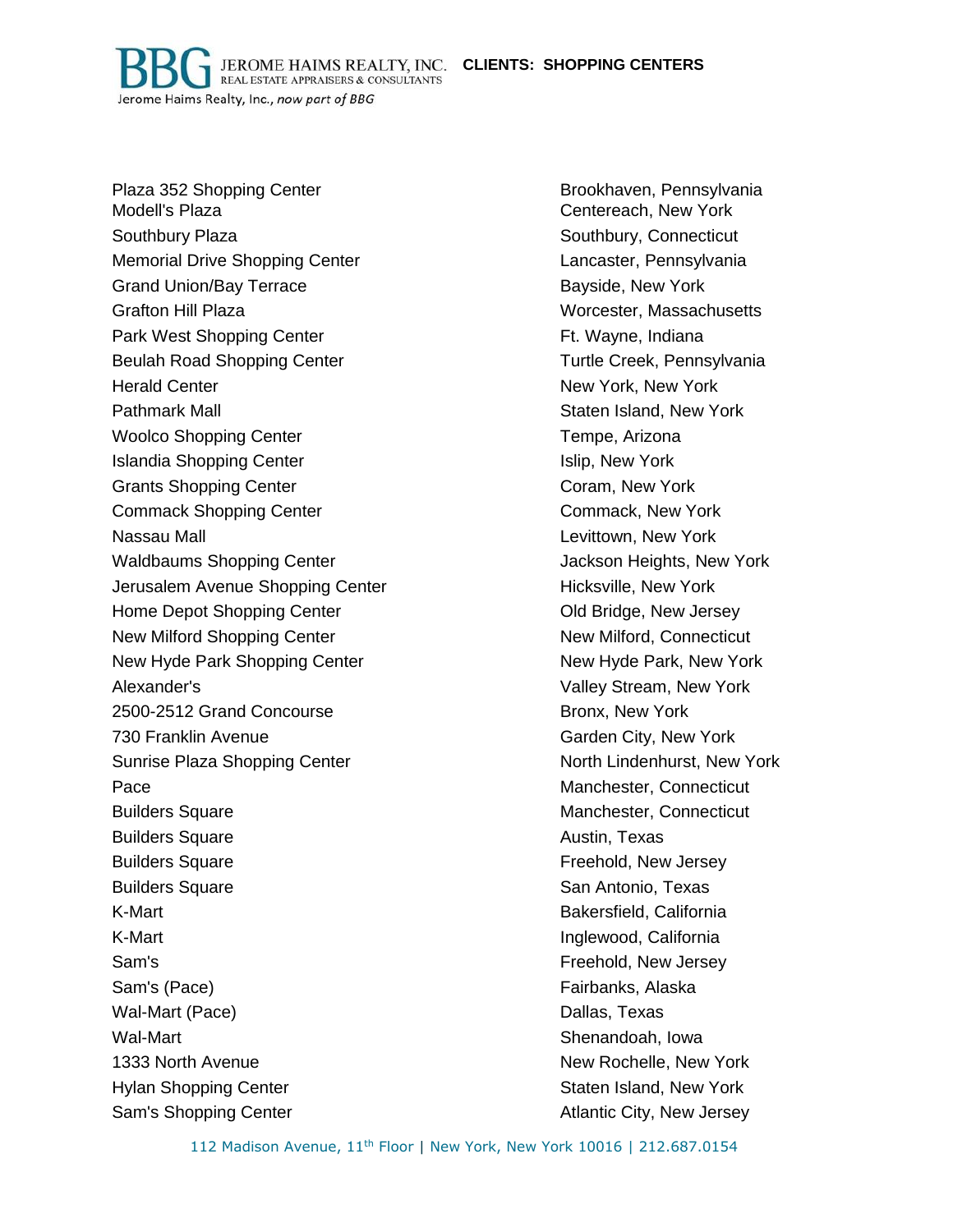**BBG** JEROME HAIMS REALTY, INC. REAL ESTATE APPRAISERS & CONSULTANTS

Jerome Haims Realty, Inc., *now part of BBG*

**CLIENTS: SHOPPING CENTERS**

| | |
|---|---|
| Plaza 352 Shopping Center | Brookhaven, Pennsylvania |
| Modell's Plaza | Centereach, New York |
| Southbury Plaza | Southbury, Connecticut |
| Memorial Drive Shopping Center | Lancaster, Pennsylvania |
| Grand Union/Bay Terrace | Bayside, New York |
| Grafton Hill Plaza | Worcester, Massachusetts |
| Park West Shopping Center | Ft. Wayne, Indiana |
| Beulah Road Shopping Center | Turtle Creek, Pennsylvania |
| Herald Center | New York, New York |
| Pathmark Mall | Staten Island, New York |
| Woolco Shopping Center | Tempe, Arizona |
| Islandia Shopping Center | Islip, New York |
| Grants Shopping Center | Coram, New York |
| Commack Shopping Center | Commack, New York |
| Nassau Mall | Levittown, New York |
| Waldbaums Shopping Center | Jackson Heights, New York |
| Jerusalem Avenue Shopping Center | Hicksville, New York |
| Home Depot Shopping Center | Old Bridge, New Jersey |
| New Milford Shopping Center | New Milford, Connecticut |
| New Hyde Park Shopping Center | New Hyde Park, New York |
| Alexander's | Valley Stream, New York |
| 2500-2512 Grand Concourse | Bronx, New York |
| 730 Franklin Avenue | Garden City, New York |
| Sunrise Plaza Shopping Center | North Lindenhurst, New York |
| Pace | Manchester, Connecticut |
| Builders Square | Manchester, Connecticut |
| Builders Square | Austin, Texas |
| Builders Square | Freehold, New Jersey |
| Builders Square | San Antonio, Texas |
| K-Mart | Bakersfield, California |
| K-Mart | Inglewood, California |
| Sam's | Freehold, New Jersey |
| Sam's (Pace) | Fairbanks, Alaska |
| Wal-Mart (Pace) | Dallas, Texas |
| Wal-Mart | Shenandoah, Iowa |
| 1333 North Avenue | New Rochelle, New York |
| Hylan Shopping Center | Staten Island, New York |
| Sam's Shopping Center | Atlantic City, New Jersey |

112 Madison Avenue, 11th Floor | New York, New York 10016 | 212.687.0154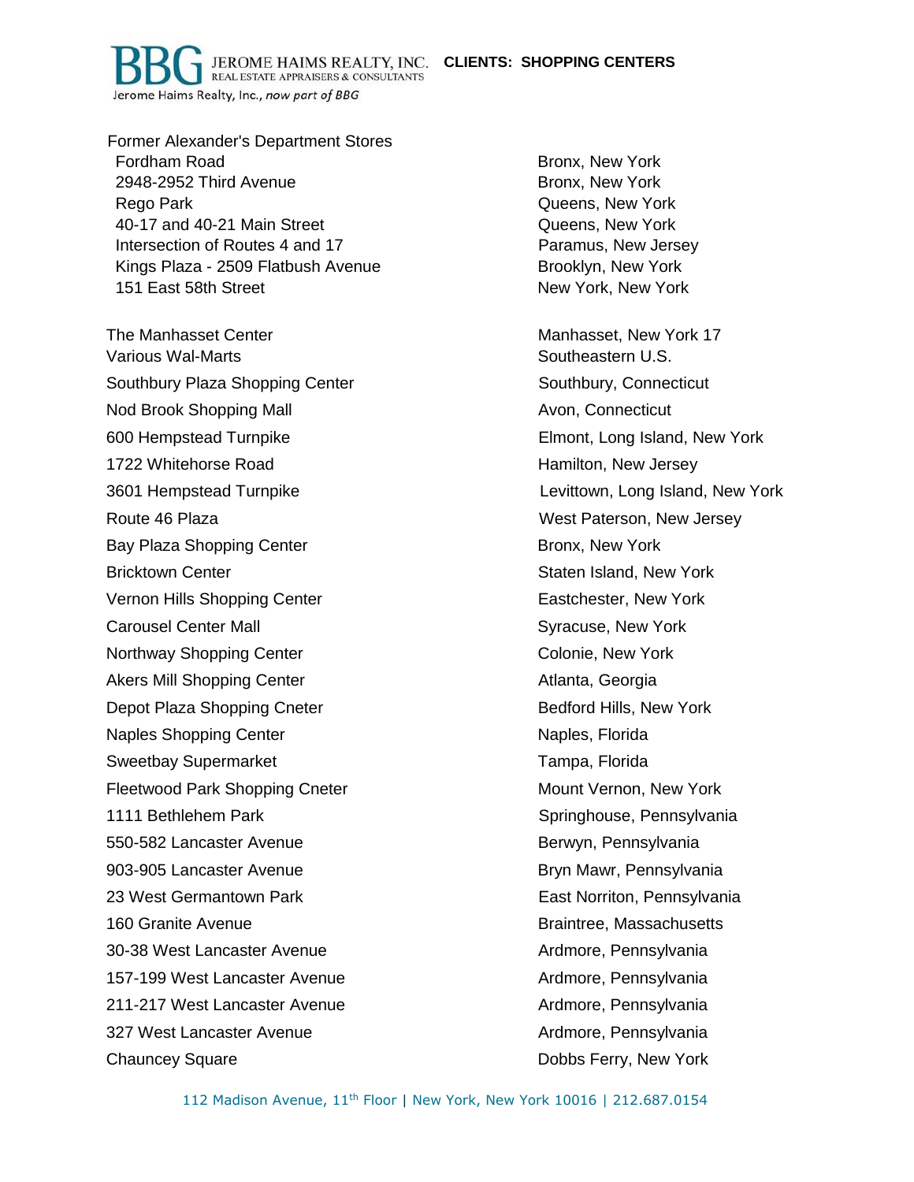**CLIENTS: SHOPPING CENTERS**

| | |
|---|---|
| Former Alexander's Department Stores | |
| Fordham Road | Bronx, New York |
| 2948-2952 Third Avenue | Bronx, New York |
| Rego Park | Queens, New York |
| 40-17 and 40-21 Main Street | Queens, New York |
| Intersection of Routes 4 and 17 | Paramus, New Jersey |
| Kings Plaza - 2509 Flatbush Avenue | Brooklyn, New York |
| 151 East 58th Street | New York, New York |
| The Manhasset Center | Manhasset, New York 17 |
| Various Wal-Marts | Southeastern U.S. |
| Southbury Plaza Shopping Center | Southbury, Connecticut |
| Nod Brook Shopping Mall | Avon, Connecticut |
| 600 Hempstead Turnpike | Elmont, Long Island, New York |
| 1722 Whitehorse Road | Hamilton, New Jersey |
| 3601 Hempstead Turnpike | Levittown, Long Island, New York |
| Route 46 Plaza | West Paterson, New Jersey |
| Bay Plaza Shopping Center | Bronx, New York |
| Bricktown Center | Staten Island, New York |
| Vernon Hills Shopping Center | Eastchester, New York |
| Carousel Center Mall | Syracuse, New York |
| Northway Shopping Center | Colonie, New York |
| Akers Mill Shopping Center | Atlanta, Georgia |
| Depot Plaza Shopping Cneter | Bedford Hills, New York |
| Naples Shopping Center | Naples, Florida |
| Sweetbay Supermarket | Tampa, Florida |
| Fleetwood Park Shopping Cneter | Mount Vernon, New York |
| 1111 Bethlehem Park | Springhouse, Pennsylvania |
| 550-582 Lancaster Avenue | Berwyn, Pennsylvania |
| 903-905 Lancaster Avenue | Bryn Mawr, Pennsylvania |
| 23 West Germantown Park | East Norriton, Pennsylvania |
| 160 Granite Avenue | Braintree, Massachusetts |
| 30-38 West Lancaster Avenue | Ardmore, Pennsylvania |
| 157-199 West Lancaster Avenue | Ardmore, Pennsylvania |
| 211-217 West Lancaster Avenue | Ardmore, Pennsylvania |
| 327 West Lancaster Avenue | Ardmore, Pennsylvania |
| Chauncey Square | Dobbs Ferry, New York |